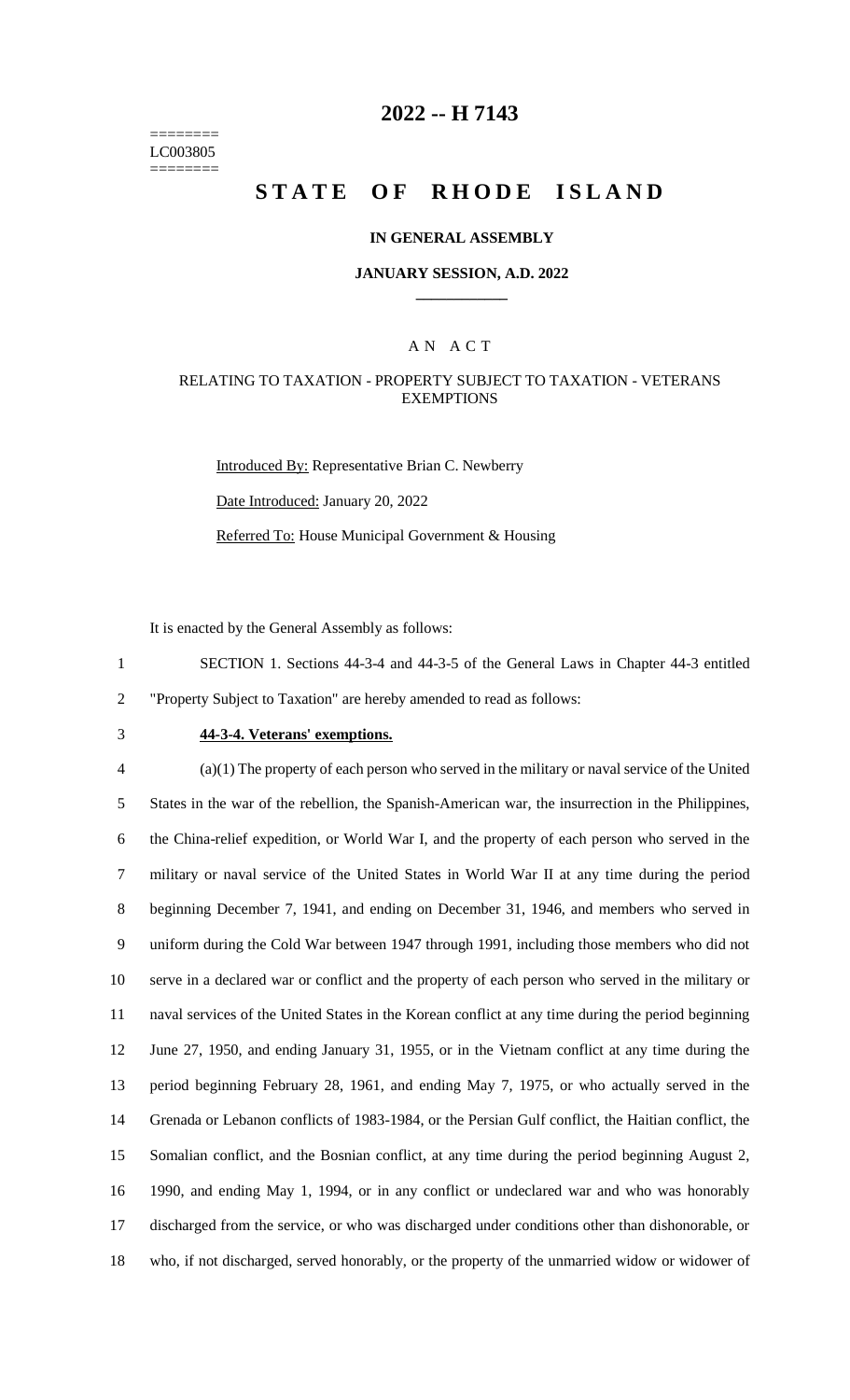========
LC003805
========

# 2022 -- H 7143

# STATE OF RHODE ISLAND

### IN GENERAL ASSEMBLY

### JANUARY SESSION, A.D. 2022

____________

### A N A C T

### RELATING TO TAXATION - PROPERTY SUBJECT TO TAXATION - VETERANS EXEMPTIONS

Introduced By: Representative Brian C. Newberry

Date Introduced: January 20, 2022

Referred To: House Municipal Government & Housing

It is enacted by the General Assembly as follows:

1 SECTION 1. Sections 44-3-4 and 44-3-5 of the General Laws in Chapter 44-3 entitled
2 "Property Subject to Taxation" are hereby amended to read as follows:

3 **44-3-4. Veterans' exemptions.**

4 (a)(1) The property of each person who served in the military or naval service of the United
5 States in the war of the rebellion, the Spanish-American war, the insurrection in the Philippines,
6 the China-relief expedition, or World War I, and the property of each person who served in the
7 military or naval service of the United States in World War II at any time during the period
8 beginning December 7, 1941, and ending on December 31, 1946, and members who served in
9 uniform during the Cold War between 1947 through 1991, including those members who did not
10 serve in a declared war or conflict and the property of each person who served in the military or
11 naval services of the United States in the Korean conflict at any time during the period beginning
12 June 27, 1950, and ending January 31, 1955, or in the Vietnam conflict at any time during the
13 period beginning February 28, 1961, and ending May 7, 1975, or who actually served in the
14 Grenada or Lebanon conflicts of 1983-1984, or the Persian Gulf conflict, the Haitian conflict, the
15 Somalian conflict, and the Bosnian conflict, at any time during the period beginning August 2,
16 1990, and ending May 1, 1994, or in any conflict or undeclared war and who was honorably
17 discharged from the service, or who was discharged under conditions other than dishonorable, or
18 who, if not discharged, served honorably, or the property of the unmarried widow or widower of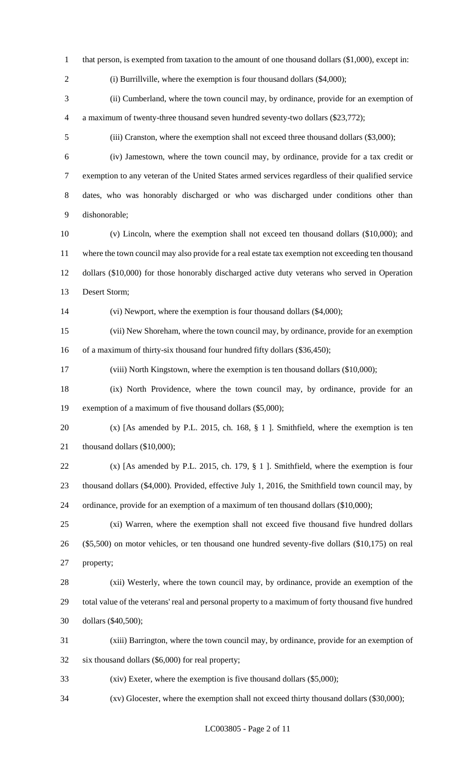that person, is exempted from taxation to the amount of one thousand dollars ($1,000), except in:

(i) Burrillville, where the exemption is four thousand dollars ($4,000);

(ii) Cumberland, where the town council may, by ordinance, provide for an exemption of a maximum of twenty-three thousand seven hundred seventy-two dollars ($23,772);

(iii) Cranston, where the exemption shall not exceed three thousand dollars ($3,000);

(iv) Jamestown, where the town council may, by ordinance, provide for a tax credit or exemption to any veteran of the United States armed services regardless of their qualified service dates, who was honorably discharged or who was discharged under conditions other than dishonorable;

(v) Lincoln, where the exemption shall not exceed ten thousand dollars ($10,000); and where the town council may also provide for a real estate tax exemption not exceeding ten thousand dollars ($10,000) for those honorably discharged active duty veterans who served in Operation Desert Storm;

(vi) Newport, where the exemption is four thousand dollars ($4,000);

(vii) New Shoreham, where the town council may, by ordinance, provide for an exemption of a maximum of thirty-six thousand four hundred fifty dollars ($36,450);

(viii) North Kingstown, where the exemption is ten thousand dollars ($10,000);

(ix) North Providence, where the town council may, by ordinance, provide for an exemption of a maximum of five thousand dollars ($5,000);

(x) [As amended by P.L. 2015, ch. 168, § 1 ]. Smithfield, where the exemption is ten thousand dollars ($10,000);

(x) [As amended by P.L. 2015, ch. 179, § 1 ]. Smithfield, where the exemption is four thousand dollars ($4,000). Provided, effective July 1, 2016, the Smithfield town council may, by ordinance, provide for an exemption of a maximum of ten thousand dollars ($10,000);

(xi) Warren, where the exemption shall not exceed five thousand five hundred dollars ($5,500) on motor vehicles, or ten thousand one hundred seventy-five dollars ($10,175) on real property;

(xii) Westerly, where the town council may, by ordinance, provide an exemption of the total value of the veterans' real and personal property to a maximum of forty thousand five hundred dollars ($40,500);

(xiii) Barrington, where the town council may, by ordinance, provide for an exemption of six thousand dollars ($6,000) for real property;

(xiv) Exeter, where the exemption is five thousand dollars ($5,000);

(xv) Glocester, where the exemption shall not exceed thirty thousand dollars ($30,000);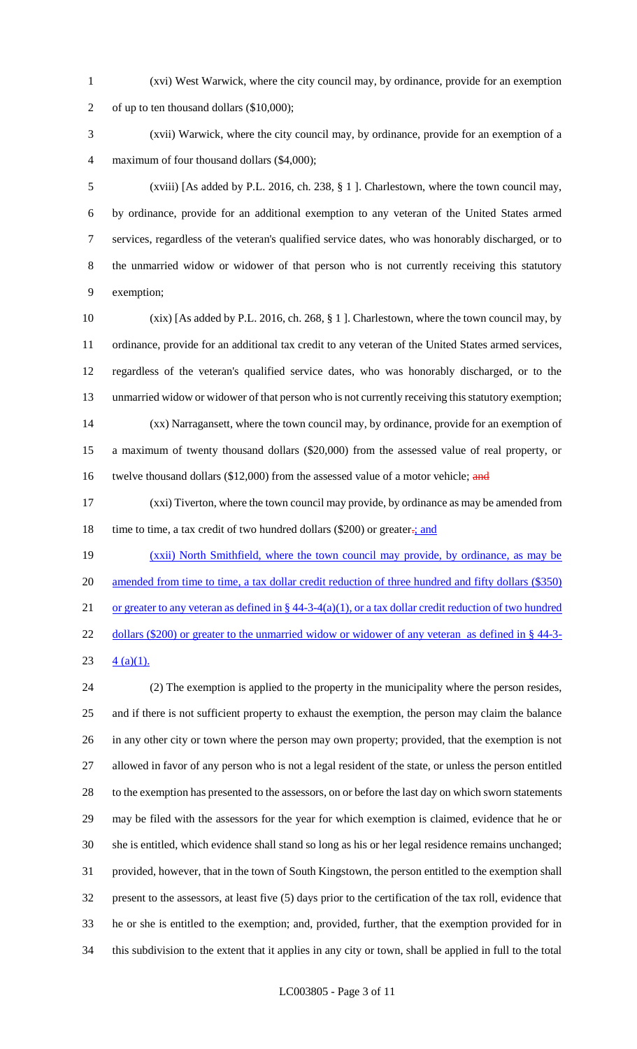(xvi) West Warwick, where the city council may, by ordinance, provide for an exemption of up to ten thousand dollars ($10,000);

(xvii) Warwick, where the city council may, by ordinance, provide for an exemption of a maximum of four thousand dollars ($4,000);

(xviii) [As added by P.L. 2016, ch. 238, § 1 ]. Charlestown, where the town council may, by ordinance, provide for an additional exemption to any veteran of the United States armed services, regardless of the veteran's qualified service dates, who was honorably discharged, or to the unmarried widow or widower of that person who is not currently receiving this statutory exemption;

(xix) [As added by P.L. 2016, ch. 268, § 1 ]. Charlestown, where the town council may, by ordinance, provide for an additional tax credit to any veteran of the United States armed services, regardless of the veteran's qualified service dates, who was honorably discharged, or to the unmarried widow or widower of that person who is not currently receiving this statutory exemption;

(xx) Narragansett, where the town council may, by ordinance, provide for an exemption of a maximum of twenty thousand dollars ($20,000) from the assessed value of real property, or twelve thousand dollars ($12,000) from the assessed value of a motor vehicle; ~~and~~

(xxi) Tiverton, where the town council may provide, by ordinance as may be amended from time to time, a tax credit of two hundred dollars ($200) or greater~~.~~; and

(xxii) North Smithfield, where the town council may provide, by ordinance, as may be amended from time to time, a tax dollar credit reduction of three hundred and fifty dollars ($350) or greater to any veteran as defined in § 44-3-4(a)(1), or a tax dollar credit reduction of two hundred dollars ($200) or greater to the unmarried widow or widower of any veteran as defined in § 44-3-4 (a)(1).

(2) The exemption is applied to the property in the municipality where the person resides, and if there is not sufficient property to exhaust the exemption, the person may claim the balance in any other city or town where the person may own property; provided, that the exemption is not allowed in favor of any person who is not a legal resident of the state, or unless the person entitled to the exemption has presented to the assessors, on or before the last day on which sworn statements may be filed with the assessors for the year for which exemption is claimed, evidence that he or she is entitled, which evidence shall stand so long as his or her legal residence remains unchanged; provided, however, that in the town of South Kingstown, the person entitled to the exemption shall present to the assessors, at least five (5) days prior to the certification of the tax roll, evidence that he or she is entitled to the exemption; and, provided, further, that the exemption provided for in this subdivision to the extent that it applies in any city or town, shall be applied in full to the total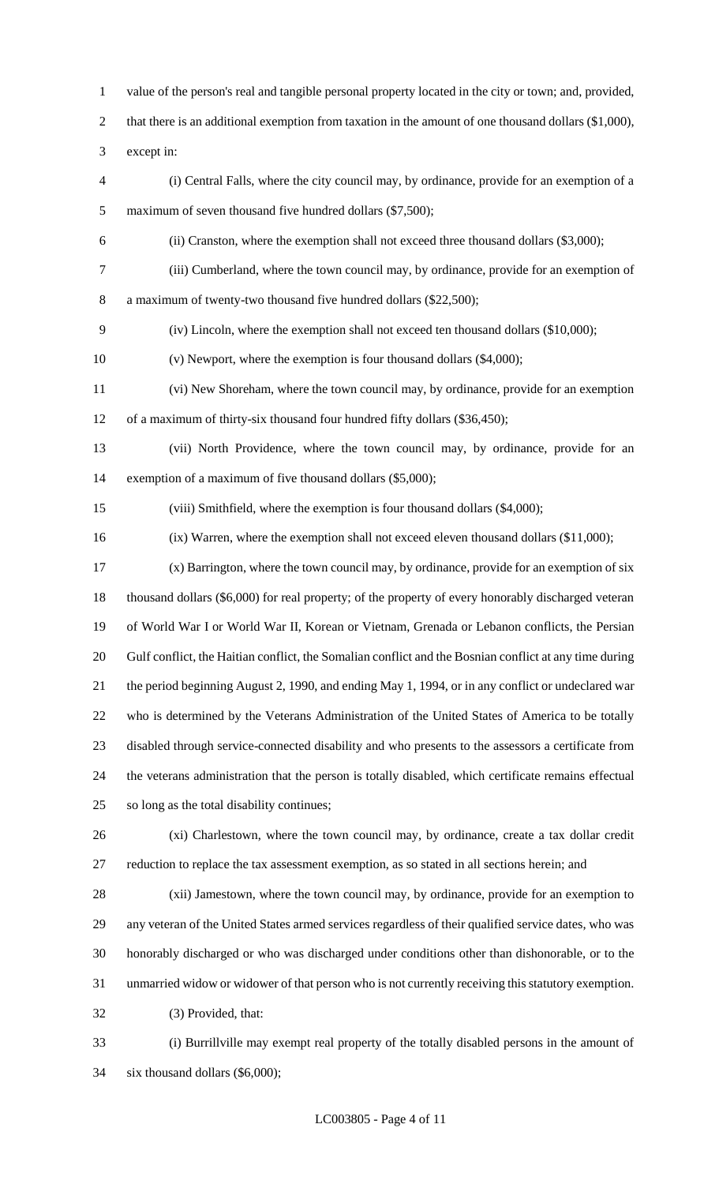value of the person's real and tangible personal property located in the city or town; and, provided, that there is an additional exemption from taxation in the amount of one thousand dollars ($1,000), except in:

(i) Central Falls, where the city council may, by ordinance, provide for an exemption of a maximum of seven thousand five hundred dollars ($7,500);

(ii) Cranston, where the exemption shall not exceed three thousand dollars ($3,000);

(iii) Cumberland, where the town council may, by ordinance, provide for an exemption of a maximum of twenty-two thousand five hundred dollars ($22,500);

(iv) Lincoln, where the exemption shall not exceed ten thousand dollars ($10,000);

(v) Newport, where the exemption is four thousand dollars ($4,000);

(vi) New Shoreham, where the town council may, by ordinance, provide for an exemption of a maximum of thirty-six thousand four hundred fifty dollars ($36,450);

(vii) North Providence, where the town council may, by ordinance, provide for an exemption of a maximum of five thousand dollars ($5,000);

(viii) Smithfield, where the exemption is four thousand dollars ($4,000);

(ix) Warren, where the exemption shall not exceed eleven thousand dollars ($11,000);

(x) Barrington, where the town council may, by ordinance, provide for an exemption of six thousand dollars ($6,000) for real property; of the property of every honorably discharged veteran of World War I or World War II, Korean or Vietnam, Grenada or Lebanon conflicts, the Persian Gulf conflict, the Haitian conflict, the Somalian conflict and the Bosnian conflict at any time during the period beginning August 2, 1990, and ending May 1, 1994, or in any conflict or undeclared war who is determined by the Veterans Administration of the United States of America to be totally disabled through service-connected disability and who presents to the assessors a certificate from the veterans administration that the person is totally disabled, which certificate remains effectual so long as the total disability continues;

(xi) Charlestown, where the town council may, by ordinance, create a tax dollar credit reduction to replace the tax assessment exemption, as so stated in all sections herein; and

(xii) Jamestown, where the town council may, by ordinance, provide for an exemption to any veteran of the United States armed services regardless of their qualified service dates, who was honorably discharged or who was discharged under conditions other than dishonorable, or to the unmarried widow or widower of that person who is not currently receiving this statutory exemption.

(3) Provided, that:

(i) Burrillville may exempt real property of the totally disabled persons in the amount of six thousand dollars ($6,000);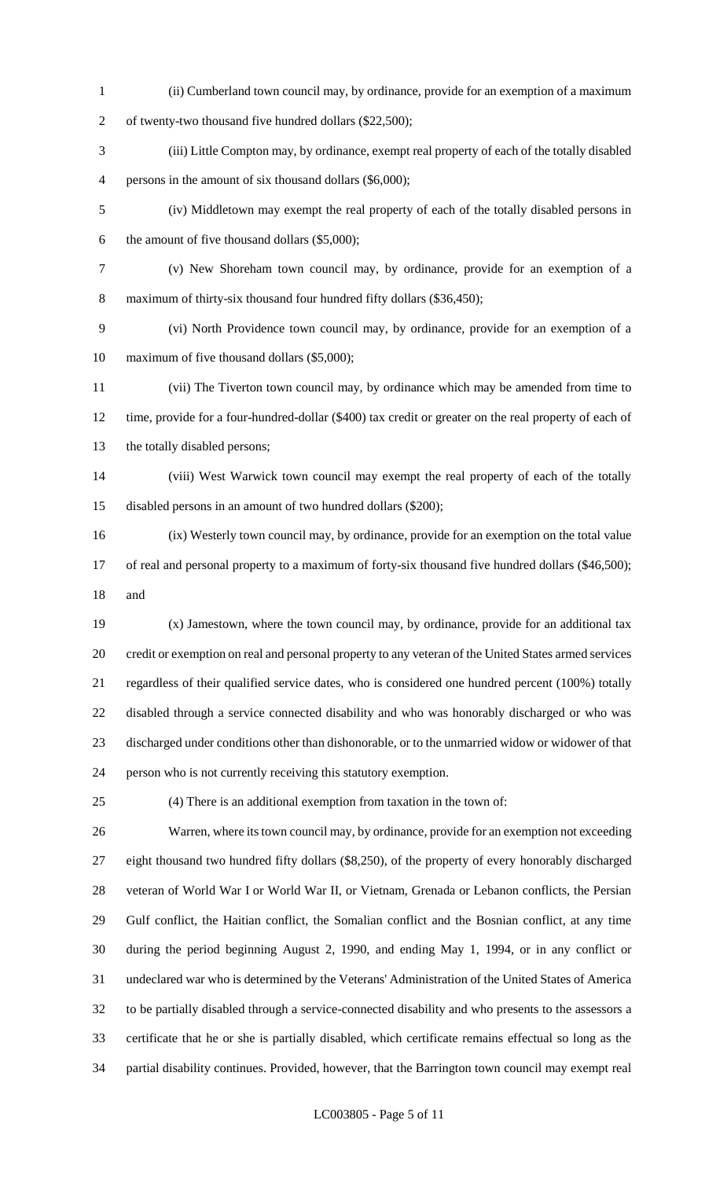(ii) Cumberland town council may, by ordinance, provide for an exemption of a maximum of twenty-two thousand five hundred dollars ($22,500);

(iii) Little Compton may, by ordinance, exempt real property of each of the totally disabled persons in the amount of six thousand dollars ($6,000);

(iv) Middletown may exempt the real property of each of the totally disabled persons in the amount of five thousand dollars ($5,000);

(v) New Shoreham town council may, by ordinance, provide for an exemption of a maximum of thirty-six thousand four hundred fifty dollars ($36,450);

(vi) North Providence town council may, by ordinance, provide for an exemption of a maximum of five thousand dollars ($5,000);

(vii) The Tiverton town council may, by ordinance which may be amended from time to time, provide for a four-hundred-dollar ($400) tax credit or greater on the real property of each of the totally disabled persons;

(viii) West Warwick town council may exempt the real property of each of the totally disabled persons in an amount of two hundred dollars ($200);

(ix) Westerly town council may, by ordinance, provide for an exemption on the total value of real and personal property to a maximum of forty-six thousand five hundred dollars ($46,500); and

(x) Jamestown, where the town council may, by ordinance, provide for an additional tax credit or exemption on real and personal property to any veteran of the United States armed services regardless of their qualified service dates, who is considered one hundred percent (100%) totally disabled through a service connected disability and who was honorably discharged or who was discharged under conditions other than dishonorable, or to the unmarried widow or widower of that person who is not currently receiving this statutory exemption.

(4) There is an additional exemption from taxation in the town of:

Warren, where its town council may, by ordinance, provide for an exemption not exceeding eight thousand two hundred fifty dollars ($8,250), of the property of every honorably discharged veteran of World War I or World War II, or Vietnam, Grenada or Lebanon conflicts, the Persian Gulf conflict, the Haitian conflict, the Somalian conflict and the Bosnian conflict, at any time during the period beginning August 2, 1990, and ending May 1, 1994, or in any conflict or undeclared war who is determined by the Veterans' Administration of the United States of America to be partially disabled through a service-connected disability and who presents to the assessors a certificate that he or she is partially disabled, which certificate remains effectual so long as the partial disability continues. Provided, however, that the Barrington town council may exempt real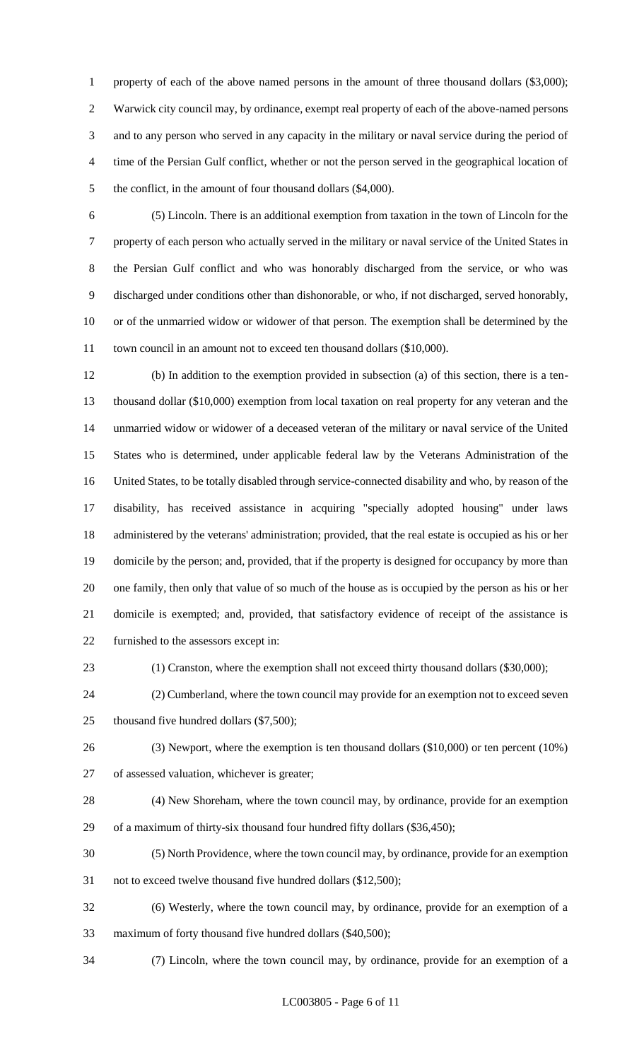property of each of the above named persons in the amount of three thousand dollars ($3,000); Warwick city council may, by ordinance, exempt real property of each of the above-named persons and to any person who served in any capacity in the military or naval service during the period of time of the Persian Gulf conflict, whether or not the person served in the geographical location of the conflict, in the amount of four thousand dollars ($4,000).

(5) Lincoln. There is an additional exemption from taxation in the town of Lincoln for the property of each person who actually served in the military or naval service of the United States in the Persian Gulf conflict and who was honorably discharged from the service, or who was discharged under conditions other than dishonorable, or who, if not discharged, served honorably, or of the unmarried widow or widower of that person. The exemption shall be determined by the town council in an amount not to exceed ten thousand dollars ($10,000).

(b) In addition to the exemption provided in subsection (a) of this section, there is a ten-thousand dollar ($10,000) exemption from local taxation on real property for any veteran and the unmarried widow or widower of a deceased veteran of the military or naval service of the United States who is determined, under applicable federal law by the Veterans Administration of the United States, to be totally disabled through service-connected disability and who, by reason of the disability, has received assistance in acquiring "specially adopted housing" under laws administered by the veterans' administration; provided, that the real estate is occupied as his or her domicile by the person; and, provided, that if the property is designed for occupancy by more than one family, then only that value of so much of the house as is occupied by the person as his or her domicile is exempted; and, provided, that satisfactory evidence of receipt of the assistance is furnished to the assessors except in:

(1) Cranston, where the exemption shall not exceed thirty thousand dollars ($30,000);

(2) Cumberland, where the town council may provide for an exemption not to exceed seven thousand five hundred dollars ($7,500);

(3) Newport, where the exemption is ten thousand dollars ($10,000) or ten percent (10%) of assessed valuation, whichever is greater;

(4) New Shoreham, where the town council may, by ordinance, provide for an exemption of a maximum of thirty-six thousand four hundred fifty dollars ($36,450);

(5) North Providence, where the town council may, by ordinance, provide for an exemption not to exceed twelve thousand five hundred dollars ($12,500);

(6) Westerly, where the town council may, by ordinance, provide for an exemption of a maximum of forty thousand five hundred dollars ($40,500);

(7) Lincoln, where the town council may, by ordinance, provide for an exemption of a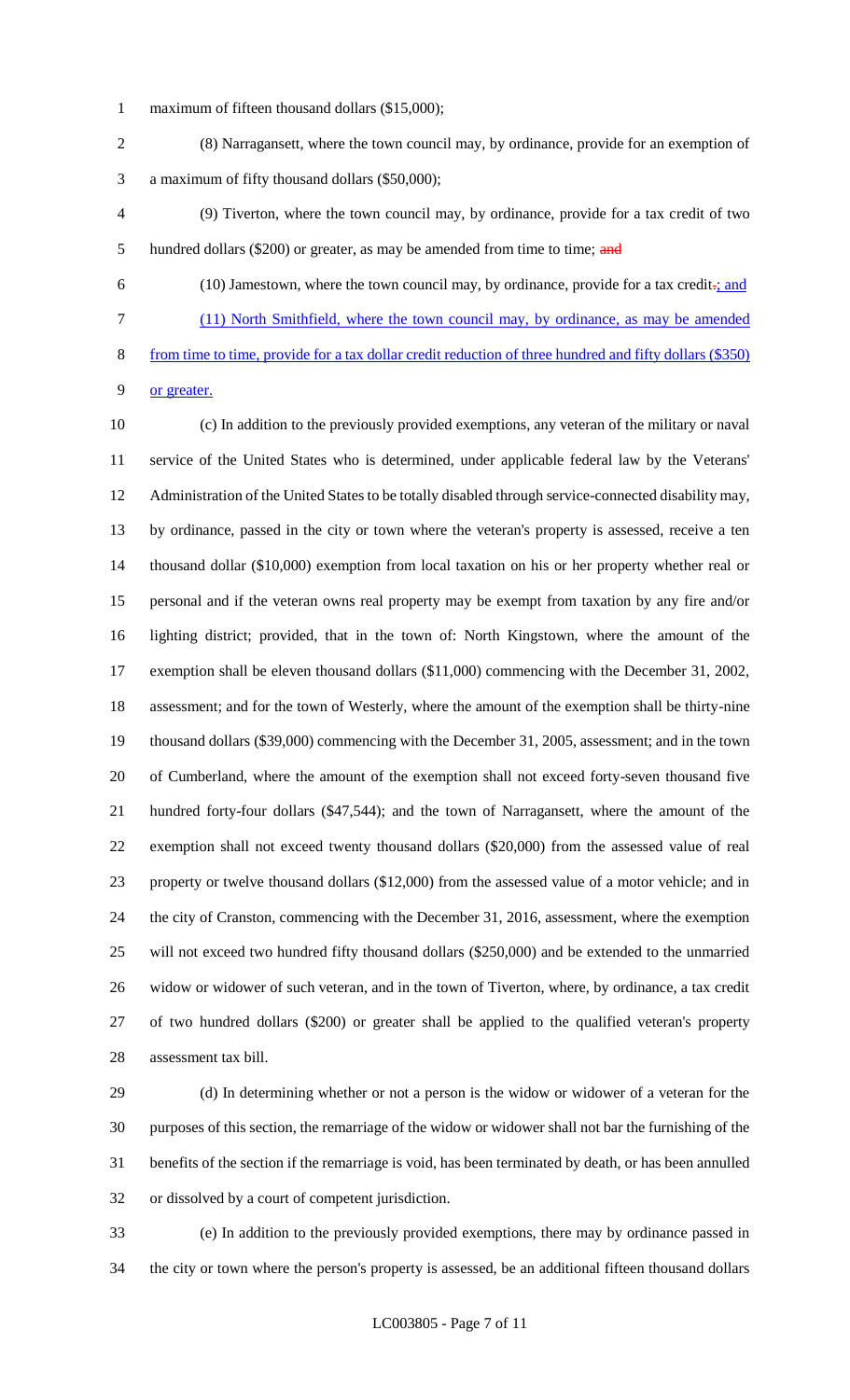maximum of fifteen thousand dollars ($15,000);

(8) Narragansett, where the town council may, by ordinance, provide for an exemption of a maximum of fifty thousand dollars ($50,000);

(9) Tiverton, where the town council may, by ordinance, provide for a tax credit of two hundred dollars ($200) or greater, as may be amended from time to time; ~~and~~

(10) Jamestown, where the town council may, by ordinance, provide for a tax credit~~.~~; and

(11) North Smithfield, where the town council may, by ordinance, as may be amended from time to time, provide for a tax dollar credit reduction of three hundred and fifty dollars ($350) or greater.

(c) In addition to the previously provided exemptions, any veteran of the military or naval service of the United States who is determined, under applicable federal law by the Veterans' Administration of the United States to be totally disabled through service-connected disability may, by ordinance, passed in the city or town where the veteran's property is assessed, receive a ten thousand dollar ($10,000) exemption from local taxation on his or her property whether real or personal and if the veteran owns real property may be exempt from taxation by any fire and/or lighting district; provided, that in the town of: North Kingstown, where the amount of the exemption shall be eleven thousand dollars ($11,000) commencing with the December 31, 2002, assessment; and for the town of Westerly, where the amount of the exemption shall be thirty-nine thousand dollars ($39,000) commencing with the December 31, 2005, assessment; and in the town of Cumberland, where the amount of the exemption shall not exceed forty-seven thousand five hundred forty-four dollars ($47,544); and the town of Narragansett, where the amount of the exemption shall not exceed twenty thousand dollars ($20,000) from the assessed value of real property or twelve thousand dollars ($12,000) from the assessed value of a motor vehicle; and in the city of Cranston, commencing with the December 31, 2016, assessment, where the exemption will not exceed two hundred fifty thousand dollars ($250,000) and be extended to the unmarried widow or widower of such veteran, and in the town of Tiverton, where, by ordinance, a tax credit of two hundred dollars ($200) or greater shall be applied to the qualified veteran's property assessment tax bill.

(d) In determining whether or not a person is the widow or widower of a veteran for the purposes of this section, the remarriage of the widow or widower shall not bar the furnishing of the benefits of the section if the remarriage is void, has been terminated by death, or has been annulled or dissolved by a court of competent jurisdiction.

(e) In addition to the previously provided exemptions, there may by ordinance passed in the city or town where the person's property is assessed, be an additional fifteen thousand dollars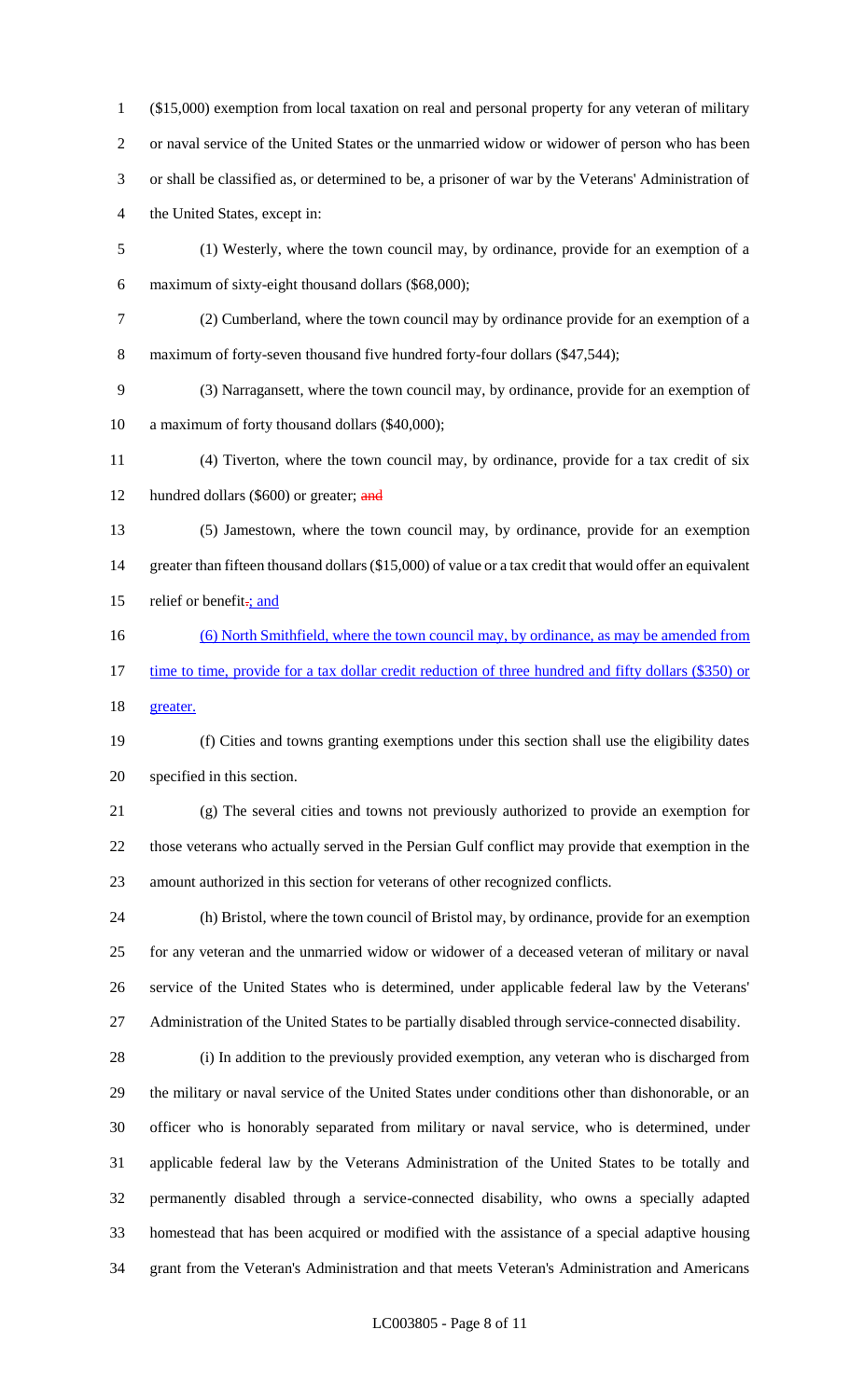($15,000) exemption from local taxation on real and personal property for any veteran of military or naval service of the United States or the unmarried widow or widower of person who has been or shall be classified as, or determined to be, a prisoner of war by the Veterans' Administration of the United States, except in:

(1) Westerly, where the town council may, by ordinance, provide for an exemption of a maximum of sixty-eight thousand dollars ($68,000);

(2) Cumberland, where the town council may by ordinance provide for an exemption of a maximum of forty-seven thousand five hundred forty-four dollars ($47,544);

(3) Narragansett, where the town council may, by ordinance, provide for an exemption of a maximum of forty thousand dollars ($40,000);

(4) Tiverton, where the town council may, by ordinance, provide for a tax credit of six hundred dollars ($600) or greater; ~~and~~

(5) Jamestown, where the town council may, by ordinance, provide for an exemption greater than fifteen thousand dollars ($15,000) of value or a tax credit that would offer an equivalent relief or benefit~~.~~; and

(6) North Smithfield, where the town council may, by ordinance, as may be amended from time to time, provide for a tax dollar credit reduction of three hundred and fifty dollars ($350) or greater.

(f) Cities and towns granting exemptions under this section shall use the eligibility dates specified in this section.

(g) The several cities and towns not previously authorized to provide an exemption for those veterans who actually served in the Persian Gulf conflict may provide that exemption in the amount authorized in this section for veterans of other recognized conflicts.

(h) Bristol, where the town council of Bristol may, by ordinance, provide for an exemption for any veteran and the unmarried widow or widower of a deceased veteran of military or naval service of the United States who is determined, under applicable federal law by the Veterans' Administration of the United States to be partially disabled through service-connected disability.

(i) In addition to the previously provided exemption, any veteran who is discharged from the military or naval service of the United States under conditions other than dishonorable, or an officer who is honorably separated from military or naval service, who is determined, under applicable federal law by the Veterans Administration of the United States to be totally and permanently disabled through a service-connected disability, who owns a specially adapted homestead that has been acquired or modified with the assistance of a special adaptive housing grant from the Veteran's Administration and that meets Veteran's Administration and Americans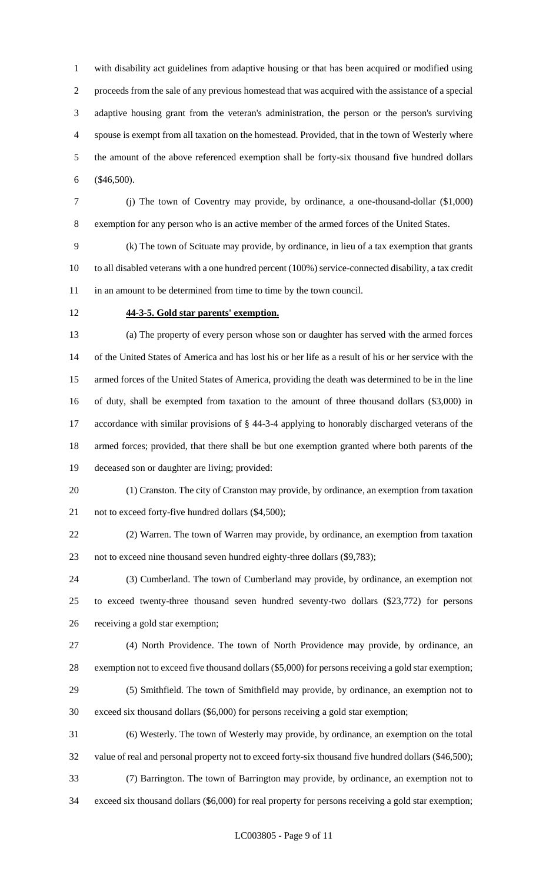with disability act guidelines from adaptive housing or that has been acquired or modified using proceeds from the sale of any previous homestead that was acquired with the assistance of a special adaptive housing grant from the veteran's administration, the person or the person's surviving spouse is exempt from all taxation on the homestead. Provided, that in the town of Westerly where the amount of the above referenced exemption shall be forty-six thousand five hundred dollars ($46,500).

(j) The town of Coventry may provide, by ordinance, a one-thousand-dollar ($1,000) exemption for any person who is an active member of the armed forces of the United States.

(k) The town of Scituate may provide, by ordinance, in lieu of a tax exemption that grants to all disabled veterans with a one hundred percent (100%) service-connected disability, a tax credit in an amount to be determined from time to time by the town council.

**44-3-5. Gold star parents' exemption.**

(a) The property of every person whose son or daughter has served with the armed forces of the United States of America and has lost his or her life as a result of his or her service with the armed forces of the United States of America, providing the death was determined to be in the line of duty, shall be exempted from taxation to the amount of three thousand dollars ($3,000) in accordance with similar provisions of § 44-3-4 applying to honorably discharged veterans of the armed forces; provided, that there shall be but one exemption granted where both parents of the deceased son or daughter are living; provided:

(1) Cranston. The city of Cranston may provide, by ordinance, an exemption from taxation not to exceed forty-five hundred dollars ($4,500);

(2) Warren. The town of Warren may provide, by ordinance, an exemption from taxation not to exceed nine thousand seven hundred eighty-three dollars ($9,783);

(3) Cumberland. The town of Cumberland may provide, by ordinance, an exemption not to exceed twenty-three thousand seven hundred seventy-two dollars ($23,772) for persons receiving a gold star exemption;

(4) North Providence. The town of North Providence may provide, by ordinance, an exemption not to exceed five thousand dollars ($5,000) for persons receiving a gold star exemption;

(5) Smithfield. The town of Smithfield may provide, by ordinance, an exemption not to exceed six thousand dollars ($6,000) for persons receiving a gold star exemption;

(6) Westerly. The town of Westerly may provide, by ordinance, an exemption on the total value of real and personal property not to exceed forty-six thousand five hundred dollars ($46,500);

(7) Barrington. The town of Barrington may provide, by ordinance, an exemption not to exceed six thousand dollars ($6,000) for real property for persons receiving a gold star exemption;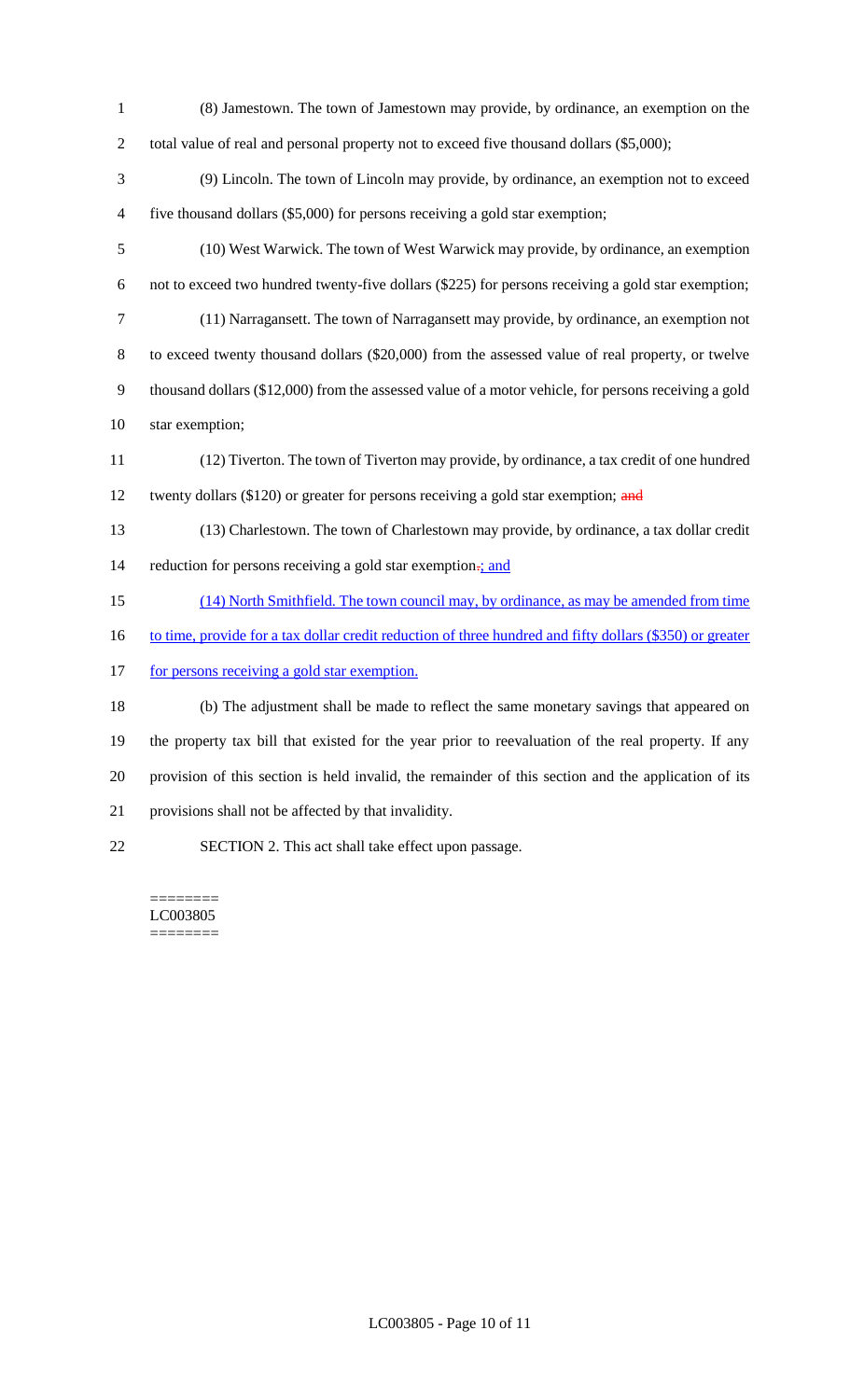(8) Jamestown. The town of Jamestown may provide, by ordinance, an exemption on the total value of real and personal property not to exceed five thousand dollars ($5,000);

(9) Lincoln. The town of Lincoln may provide, by ordinance, an exemption not to exceed five thousand dollars ($5,000) for persons receiving a gold star exemption;

(10) West Warwick. The town of West Warwick may provide, by ordinance, an exemption not to exceed two hundred twenty-five dollars ($225) for persons receiving a gold star exemption;

(11) Narragansett. The town of Narragansett may provide, by ordinance, an exemption not to exceed twenty thousand dollars ($20,000) from the assessed value of real property, or twelve thousand dollars ($12,000) from the assessed value of a motor vehicle, for persons receiving a gold star exemption;

(12) Tiverton. The town of Tiverton may provide, by ordinance, a tax credit of one hundred twenty dollars ($120) or greater for persons receiving a gold star exemption; ~~and~~

(13) Charlestown. The town of Charlestown may provide, by ordinance, a tax dollar credit reduction for persons receiving a gold star exemption~~.~~; and

(14) North Smithfield. The town council may, by ordinance, as may be amended from time to time, provide for a tax dollar credit reduction of three hundred and fifty dollars ($350) or greater for persons receiving a gold star exemption.

(b) The adjustment shall be made to reflect the same monetary savings that appeared on the property tax bill that existed for the year prior to reevaluation of the real property. If any provision of this section is held invalid, the remainder of this section and the application of its provisions shall not be affected by that invalidity.

SECTION 2. This act shall take effect upon passage.

========
LC003805
========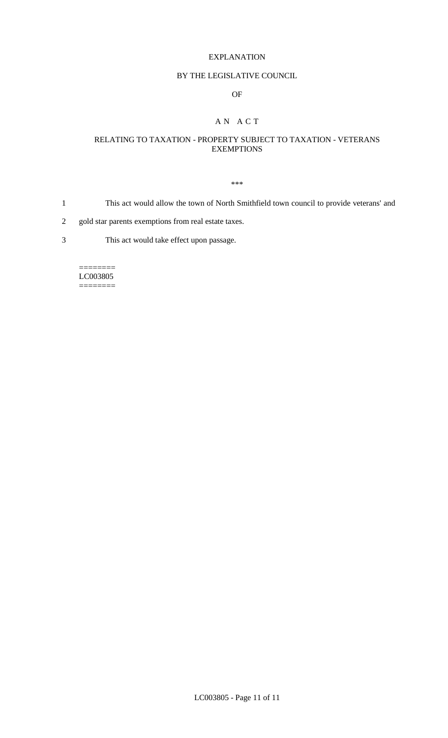EXPLANATION

BY THE LEGISLATIVE COUNCIL

OF

# A N A C T

## RELATING TO TAXATION - PROPERTY SUBJECT TO TAXATION - VETERANS EXEMPTIONS

\*\*\*

1 This act would allow the town of North Smithfield town council to provide veterans' and
2 gold star parents exemptions from real estate taxes.
3 This act would take effect upon passage.

========
LC003805
========